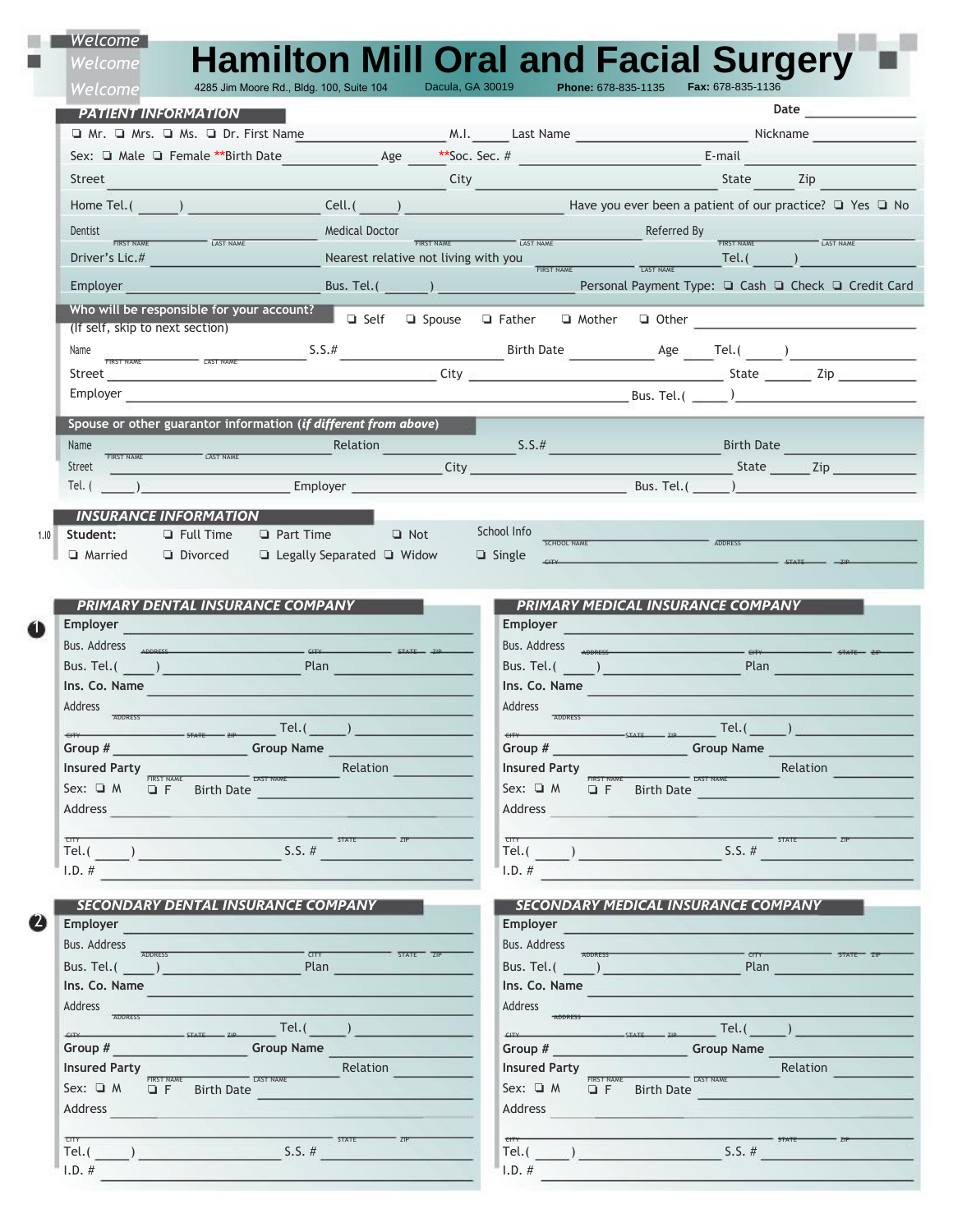Welcome Welcome Welcome

# Hamilton Mill Oral and Facial Surgery

4285 Jim Moore Rd., Bldg. 100, Suite 104 Dacula, GA 30019 **Phone:** 678-835-1135 **Fax:** 678-835-1136

## PATIENT INFORMATION

**Date** ____________

❑ Mr. ❑ Mrs. ❑ Ms. ❑ Dr. First Name ____________ M.I. ______ Last Name ____________ Nickname ____________

Sex: ❑ Male ❑ Female **Birth Date ____________ Age ______ **Soc. Sec. # ____________ E-mail ____________

Street ____________ City ____________ State ______ Zip ______

Home Tel.( ) ____________ Cell.( ) ____________ Have you ever been a patient of our practice? ❑ Yes ❑ No

Dentist ____________ (FIRST NAME / LAST NAME) Medical Doctor ____________ (FIRST NAME / LAST NAME) Referred By ____________ (FIRST NAME / LAST NAME)

Driver's Lic.# ____________ Nearest relative not living with you ____________ (FIRST NAME / LAST NAME) Tel.( ) ____________

Employer ____________ Bus. Tel.( ) ____________ Personal Payment Type: ❑ Cash ❑ Check ❑ Credit Card

**Who will be responsible for your account?** ❑ Self ❑ Spouse ❑ Father ❑ Mother ❑ Other ____________

(If self, skip to next section)

Name ____________ (FIRST NAME / LAST NAME) S.S.# ____________ Birth Date ____________ Age ______ Tel.( ) ____________

Street ____________ City ____________ State ______ Zip ______

Employer ____________ Bus. Tel.( ) ____________

**Spouse or other guarantor information (*if different from above*)**

Name ____________ (FIRST NAME / LAST NAME) Relation ____________ S.S.# ____________ Birth Date ____________

Street ____________ City ____________ State ______ Zip ______

Tel. ( ) ____________ Employer ____________ Bus. Tel.( ) ____________

## INSURANCE INFORMATION

1.10 **Student:** ❑ Full Time ❑ Part Time ❑ Not School Info ____________ (SCHOOL NAME / ADDRESS)

❑ Married ❑ Divorced ❑ Legally Separated ❑ Widow ❑ Single ____________ (CITY / STATE / ZIP)

## ❶ PRIMARY DENTAL INSURANCE COMPANY

**Employer** ____________

Bus. Address ____________ (ADDRESS / CITY / STATE / ZIP)

Bus. Tel.( ) ____________ Plan ____________

**Ins. Co. Name** ____________

Address ____________ (ADDRESS)

____________ (CITY / STATE / ZIP) Tel.( ) ____________

**Group #** ____________ **Group Name** ____________

**Insured Party** ____________ (FIRST NAME / LAST NAME) Relation ____________

Sex: ❑ M ❑ F Birth Date ____________

Address ____________

____________ (CITY / STATE / ZIP)

Tel.( ) ____________ S.S. # ____________

I.D. # ____________

## PRIMARY MEDICAL INSURANCE COMPANY

**Employer** ____________

Bus. Address ____________ (ADDRESS / CITY / STATE / ZIP)

Bus. Tel.( ) ____________ Plan ____________

**Ins. Co. Name** ____________

Address ____________ (ADDRESS)

____________ (CITY / STATE / ZIP) Tel.( ) ____________

**Group #** ____________ **Group Name** ____________

**Insured Party** ____________ (FIRST NAME / LAST NAME) Relation ____________

Sex: ❑ M ❑ F Birth Date ____________

Address ____________

____________ (CITY / STATE / ZIP)

Tel.( ) ____________ S.S. # ____________

I.D. # ____________

## ❷ SECONDARY DENTAL INSURANCE COMPANY

**Employer** ____________

Bus. Address ____________ (ADDRESS / CITY / STATE / ZIP)

Bus. Tel.( ) ____________ Plan ____________

**Ins. Co. Name** ____________

Address ____________ (ADDRESS)

____________ (CITY / STATE / ZIP) Tel.( ) ____________

**Group #** ____________ **Group Name** ____________

**Insured Party** ____________ (FIRST NAME / LAST NAME) Relation ____________

Sex: ❑ M ❑ F Birth Date ____________

Address ____________

____________ (CITY / STATE / ZIP)

Tel.( ) ____________ S.S. # ____________

I.D. # ____________

## SECONDARY MEDICAL INSURANCE COMPANY

**Employer** ____________

Bus. Address ____________ (ADDRESS / CITY / STATE / ZIP)

Bus. Tel.( ) ____________ Plan ____________

**Ins. Co. Name** ____________

Address ____________ (ADDRESS)

____________ (CITY / STATE / ZIP) Tel.( ) ____________

**Group #** ____________ **Group Name** ____________

**Insured Party** ____________ (FIRST NAME / LAST NAME) Relation ____________

Sex: ❑ M ❑ F Birth Date ____________

Address ____________

____________ (CITY / STATE / ZIP)

Tel.( ) ____________ S.S. # ____________

I.D. # ____________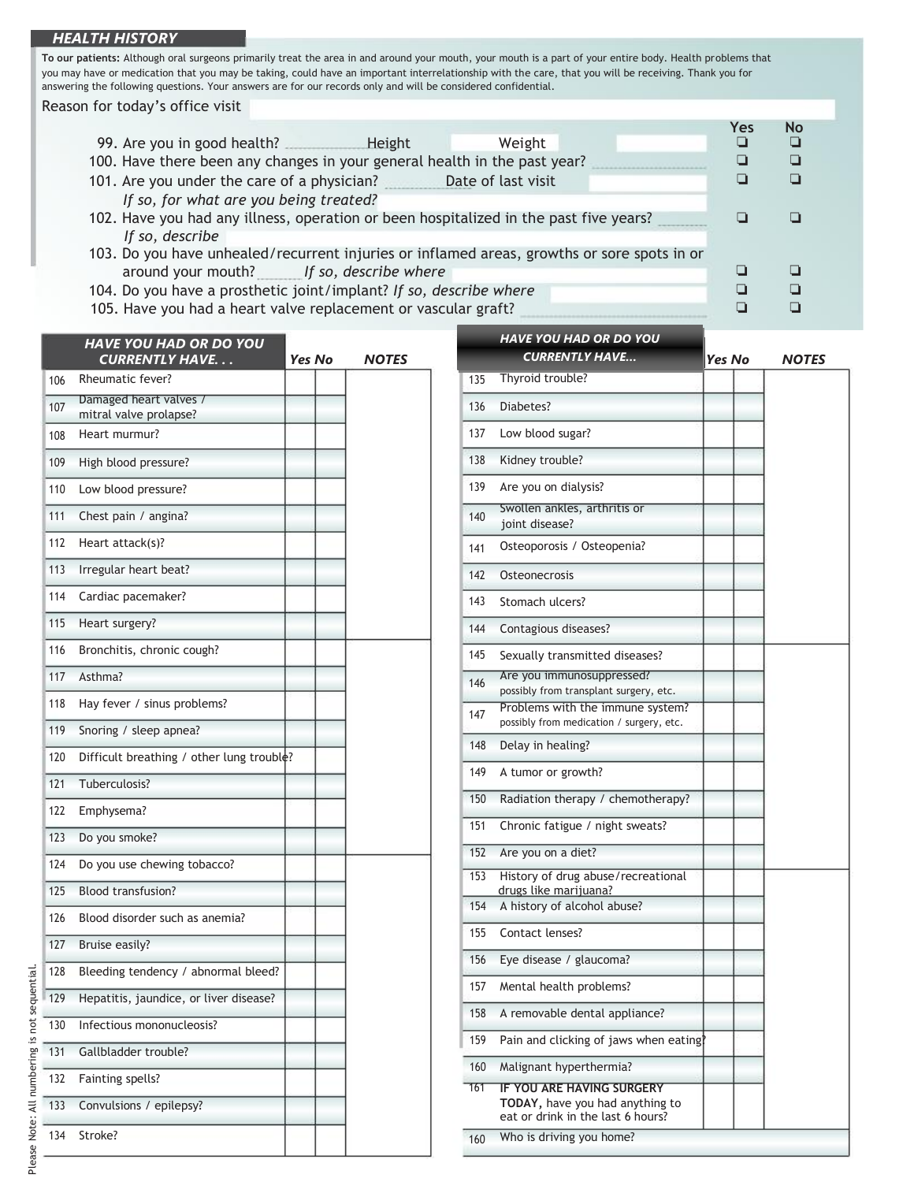## HEALTH HISTORY

**To our patients:** Although oral surgeons primarily treat the area in and around your mouth, your mouth is a part of your entire body. Health problems that you may have or medication that you may be taking, could have an important interrelationship with the care, that you will be receiving. Thank you for answering the following questions. Your answers are for our records only and will be considered confidential.

Reason for today's office visit ______

| | Yes | No |
|---|---|---|
| 99. Are you in good health? ______ Height ______ Weight ______ | ❑ | ❑ |
| 100. Have there been any changes in your general health in the past year? ______ | ❑ | ❑ |
| 101. Are you under the care of a physician? ______ Date of last visit ______ *If so, for what are you being treated?* ______ | ❑ | ❑ |
| 102. Have you had any illness, operation or been hospitalized in the past five years? ______ *If so, describe* ______ | ❑ | ❑ |
| 103. Do you have unhealed/recurrent injuries or inflamed areas, growths or sore spots in or around your mouth? ______ *If so, describe where* ______ | ❑ | ❑ |
| 104. Do you have a prosthetic joint/implant? *If so, describe where* ______ | ❑ | ❑ |
| 105. Have you had a heart valve replacement or vascular graft? ______ | ❑ | ❑ |

| | HAVE YOU HAD OR DO YOU CURRENTLY HAVE. . . | Yes | No | NOTES |
|---|---|---|---|---|
| 106 | Rheumatic fever? | | | |
| 107 | Damaged heart valves / mitral valve prolapse? | | | |
| 108 | Heart murmur? | | | |
| 109 | High blood pressure? | | | |
| 110 | Low blood pressure? | | | |
| 111 | Chest pain / angina? | | | |
| 112 | Heart attack(s)? | | | |
| 113 | Irregular heart beat? | | | |
| 114 | Cardiac pacemaker? | | | |
| 115 | Heart surgery? | | | |
| 116 | Bronchitis, chronic cough? | | | |
| 117 | Asthma? | | | |
| 118 | Hay fever / sinus problems? | | | |
| 119 | Snoring / sleep apnea? | | | |
| 120 | Difficult breathing / other lung trouble? | | | |
| 121 | Tuberculosis? | | | |
| 122 | Emphysema? | | | |
| 123 | Do you smoke? | | | |
| 124 | Do you use chewing tobacco? | | | |
| 125 | Blood transfusion? | | | |
| 126 | Blood disorder such as anemia? | | | |
| 127 | Bruise easily? | | | |
| 128 | Bleeding tendency / abnormal bleed? | | | |
| 129 | Hepatitis, jaundice, or liver disease? | | | |
| 130 | Infectious mononucleosis? | | | |
| 131 | Gallbladder trouble? | | | |
| 132 | Fainting spells? | | | |
| 133 | Convulsions / epilepsy? | | | |
| 134 | Stroke? | | | |

| | HAVE YOU HAD OR DO YOU CURRENTLY HAVE... | Yes | No | NOTES |
|---|---|---|---|---|
| 135 | Thyroid trouble? | | | |
| 136 | Diabetes? | | | |
| 137 | Low blood sugar? | | | |
| 138 | Kidney trouble? | | | |
| 139 | Are you on dialysis? | | | |
| 140 | Swollen ankles, arthritis or joint disease? | | | |
| 141 | Osteoporosis / Osteopenia? | | | |
| 142 | Osteonecrosis | | | |
| 143 | Stomach ulcers? | | | |
| 144 | Contagious diseases? | | | |
| 145 | Sexually transmitted diseases? | | | |
| 146 | Are you immunosuppressed? possibly from transplant surgery, etc. | | | |
| 147 | Problems with the immune system? possibly from medication / surgery, etc. | | | |
| 148 | Delay in healing? | | | |
| 149 | A tumor or growth? | | | |
| 150 | Radiation therapy / chemotherapy? | | | |
| 151 | Chronic fatigue / night sweats? | | | |
| 152 | Are you on a diet? | | | |
| 153 | History of drug abuse/recreational drugs like marijuana? | | | |
| 154 | A history of alcohol abuse? | | | |
| 155 | Contact lenses? | | | |
| 156 | Eye disease / glaucoma? | | | |
| 157 | Mental health problems? | | | |
| 158 | A removable dental appliance? | | | |
| 159 | Pain and clicking of jaws when eating? | | | |
| 160 | Malignant hyperthermia? | | | |
| 161 | **IF YOU ARE HAVING SURGERY TODAY,** have you had anything to eat or drink in the last 6 hours? | | | |
| 160 | Who is driving you home? | | | |

Please Note: All numbering is not sequential.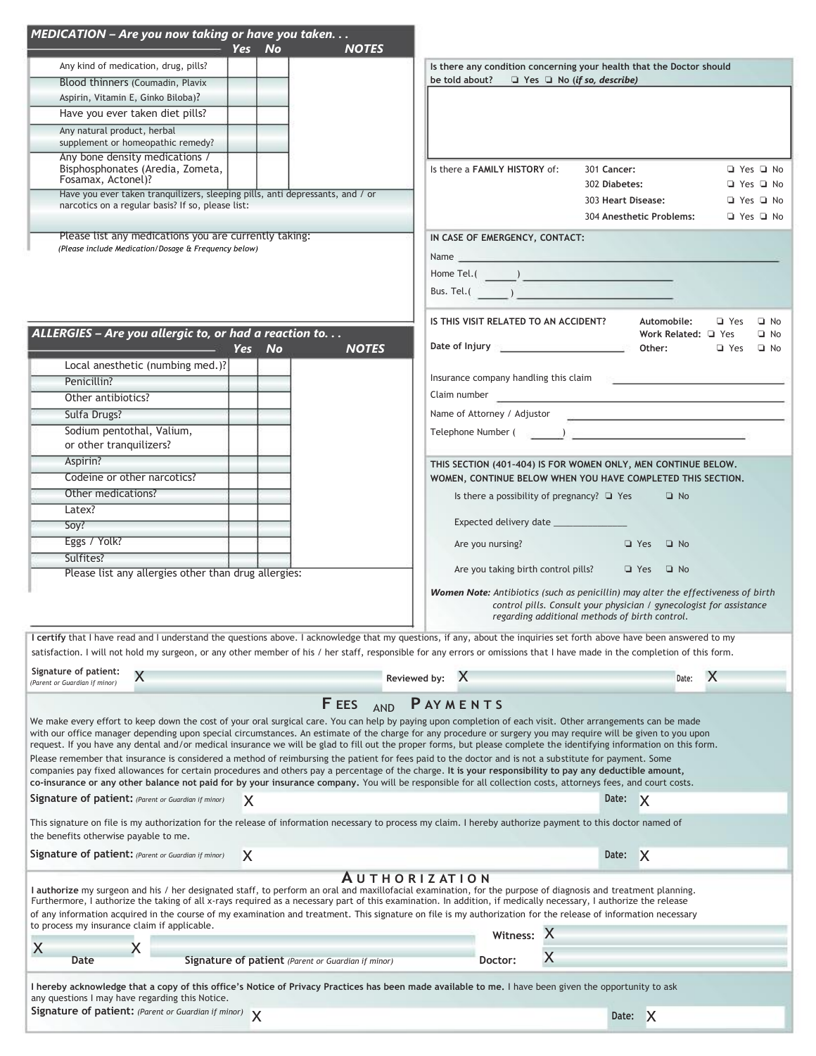## MEDICATION – Are you now taking or have you taken. . .

| | Yes | No | NOTES |
|---|---|---|---|
| Any kind of medication, drug, pills? | | | |
| Blood thinners (Coumadin, Plavix Aspirin, Vitamin E, Ginko Biloba)? | | | |
| Have you ever taken diet pills? | | | |
| Any natural product, herbal supplement or homeopathic remedy? | | | |
| Any bone density medications / Bisphosphonates (Aredia, Zometa, Fosamax, Actonel)? | | | |

Have you ever taken tranquilizers, sleeping pills, anti depressants, and / or narcotics on a regular basis? If so, please list:

Please list any medications you are currently taking:
*(Please include Medication/Dosage & Frequency below)*

## ALLERGIES – Are you allergic to, or had a reaction to. . .

| | Yes | No | NOTES |
|---|---|---|---|
| Local anesthetic (numbing med.)? | | | |
| Penicillin? | | | |
| Other antibiotics? | | | |
| Sulfa Drugs? | | | |
| Sodium pentothal, Valium, or other tranquilizers? | | | |
| Aspirin? | | | |
| Codeine or other narcotics? | | | |
| Other medications? | | | |
| Latex? | | | |
| Soy? | | | |
| Eggs / Yolk? | | | |
| Sulfites? | | | |

Please list any allergies other than drug allergies:

**Is there any condition concerning your health that the Doctor should be told about?** ❑ Yes ❑ No (*if so, describe*)

Is there a **FAMILY HISTORY** of:

| | | |
|---|---|---|
| 301 **Cancer:** | ❑ Yes | ❑ No |
| 302 **Diabetes:** | ❑ Yes | ❑ No |
| 303 **Heart Disease:** | ❑ Yes | ❑ No |
| 304 **Anesthetic Problems:** | ❑ Yes | ❑ No |

**IN CASE OF EMERGENCY, CONTACT:**

Name ______________________________

Home Tel.( ______ ) ______________________

Bus. Tel.( ______ ) ______________________

**IS THIS VISIT RELATED TO AN ACCIDENT?**

| | | |
|---|---|---|
| **Automobile:** | ❑ Yes | ❑ No |
| **Work Related:** | ❑ Yes | ❑ No |
| **Other:** | ❑ Yes | ❑ No |

**Date of Injury** ______________________

Insurance company handling this claim ______________________

Claim number ______________________

Name of Attorney / Adjustor ______________________

Telephone Number ( ______ ) ______________________

**THIS SECTION (401-404) IS FOR WOMEN ONLY, MEN CONTINUE BELOW. WOMEN, CONTINUE BELOW WHEN YOU HAVE COMPLETED THIS SECTION.**

Is there a possibility of pregnancy? ❑ Yes ❑ No

Expected delivery date ______________

Are you nursing? ❑ Yes ❑ No

Are you taking birth control pills? ❑ Yes ❑ No

***Women Note:*** *Antibiotics (such as penicillin) may alter the effectiveness of birth control pills. Consult your physician / gynecologist for assistance regarding additional methods of birth control.*

**I certify** that I have read and I understand the questions above. I acknowledge that my questions, if any, about the inquiries set forth above have been answered to my satisfaction. I will not hold my surgeon, or any other member of his / her staff, responsible for any errors or omissions that I have made in the completion of this form.

**Signature of patient:** *(Parent or Guardian if minor)* X　　Reviewed by: X　　Date: X

## FEES AND PAYMENTS

We make every effort to keep down the cost of your oral surgical care. You can help by paying upon completion of each visit. Other arrangements can be made with our office manager depending upon special circumstances. An estimate of the charge for any procedure or surgery you may require will be given to you upon request. If you have any dental and/or medical insurance we will be glad to fill out the proper forms, but please complete the identifying information on this form.

Please remember that insurance is considered a method of reimbursing the patient for fees paid to the doctor and is not a substitute for payment. Some companies pay fixed allowances for certain procedures and others pay a percentage of the charge. **It is your responsibility to pay any deductible amount, co-insurance or any other balance not paid for by your insurance company.** You will be responsible for all collection costs, attorneys fees, and court costs.

**Signature of patient:** *(Parent or Guardian if minor)* X　　Date: X

This signature on file is my authorization for the release of information necessary to process my claim. I hereby authorize payment to this doctor named of the benefits otherwise payable to me.

**Signature of patient:** *(Parent or Guardian if minor)* X　　Date: X

## AUTHORIZATION

**I authorize** my surgeon and his / her designated staff, to perform an oral and maxillofacial examination, for the purpose of diagnosis and treatment planning. Furthermore, I authorize the taking of all x-rays required as a necessary part of this examination. In addition, if medically necessary, I authorize the release of any information acquired in the course of my examination and treatment. This signature on file is my authorization for the release of information necessary to process my insurance claim if applicable.

X Date　　X **Signature of patient** *(Parent or Guardian if minor)*　　Witness: X　　Doctor: X

**I hereby acknowledge that a copy of this office's Notice of Privacy Practices has been made available to me.** I have been given the opportunity to ask any questions I may have regarding this Notice.

**Signature of patient:** *(Parent or Guardian if minor)* X　　Date: X